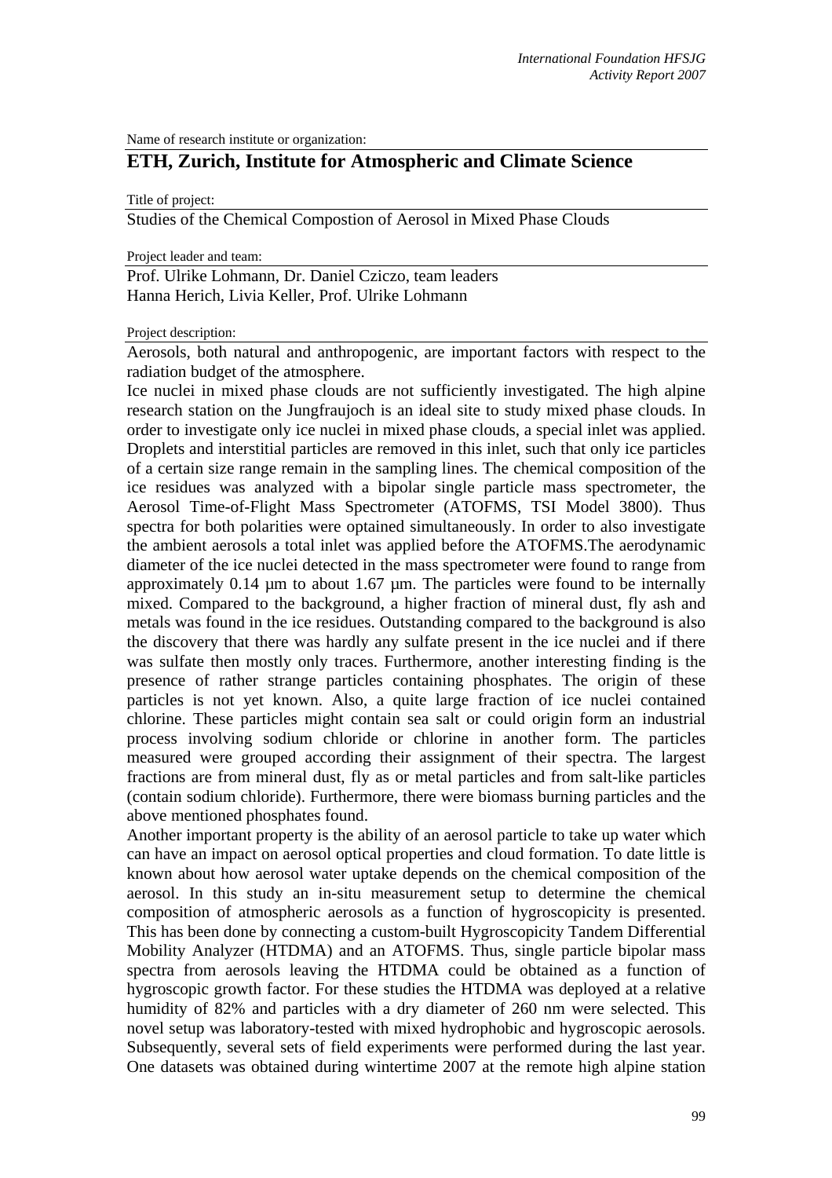Name of research institute or organization:

## ETH, Zurich, Institute for Atmospheric and Climate Science

Title of project:

Studies of the Chemical Compostion of Aerosol in Mixed Phase Clouds

Project leader and team:

Prof. Ulrike Lohmann, Dr. Daniel Cziczo, team leaders
Hanna Herich, Livia Keller, Prof. Ulrike Lohmann

Project description:

Aerosols, both natural and anthropogenic, are important factors with respect to the radiation budget of the atmosphere.

Ice nuclei in mixed phase clouds are not sufficiently investigated. The high alpine research station on the Jungfraujoch is an ideal site to study mixed phase clouds. In order to investigate only ice nuclei in mixed phase clouds, a special inlet was applied. Droplets and interstitial particles are removed in this inlet, such that only ice particles of a certain size range remain in the sampling lines. The chemical composition of the ice residues was analyzed with a bipolar single particle mass spectrometer, the Aerosol Time-of-Flight Mass Spectrometer (ATOFMS, TSI Model 3800). Thus spectra for both polarities were optained simultaneously. In order to also investigate the ambient aerosols a total inlet was applied before the ATOFMS.The aerodynamic diameter of the ice nuclei detected in the mass spectrometer were found to range from approximately 0.14 µm to about 1.67 µm. The particles were found to be internally mixed. Compared to the background, a higher fraction of mineral dust, fly ash and metals was found in the ice residues. Outstanding compared to the background is also the discovery that there was hardly any sulfate present in the ice nuclei and if there was sulfate then mostly only traces. Furthermore, another interesting finding is the presence of rather strange particles containing phosphates. The origin of these particles is not yet known. Also, a quite large fraction of ice nuclei contained chlorine. These particles might contain sea salt or could origin form an industrial process involving sodium chloride or chlorine in another form. The particles measured were grouped according their assignment of their spectra. The largest fractions are from mineral dust, fly as or metal particles and from salt-like particles (contain sodium chloride). Furthermore, there were biomass burning particles and the above mentioned phosphates found.

Another important property is the ability of an aerosol particle to take up water which can have an impact on aerosol optical properties and cloud formation. To date little is known about how aerosol water uptake depends on the chemical composition of the aerosol. In this study an in-situ measurement setup to determine the chemical composition of atmospheric aerosols as a function of hygroscopicity is presented. This has been done by connecting a custom-built Hygroscopicity Tandem Differential Mobility Analyzer (HTDMA) and an ATOFMS. Thus, single particle bipolar mass spectra from aerosols leaving the HTDMA could be obtained as a function of hygroscopic growth factor. For these studies the HTDMA was deployed at a relative humidity of 82% and particles with a dry diameter of 260 nm were selected. This novel setup was laboratory-tested with mixed hydrophobic and hygroscopic aerosols. Subsequently, several sets of field experiments were performed during the last year. One datasets was obtained during wintertime 2007 at the remote high alpine station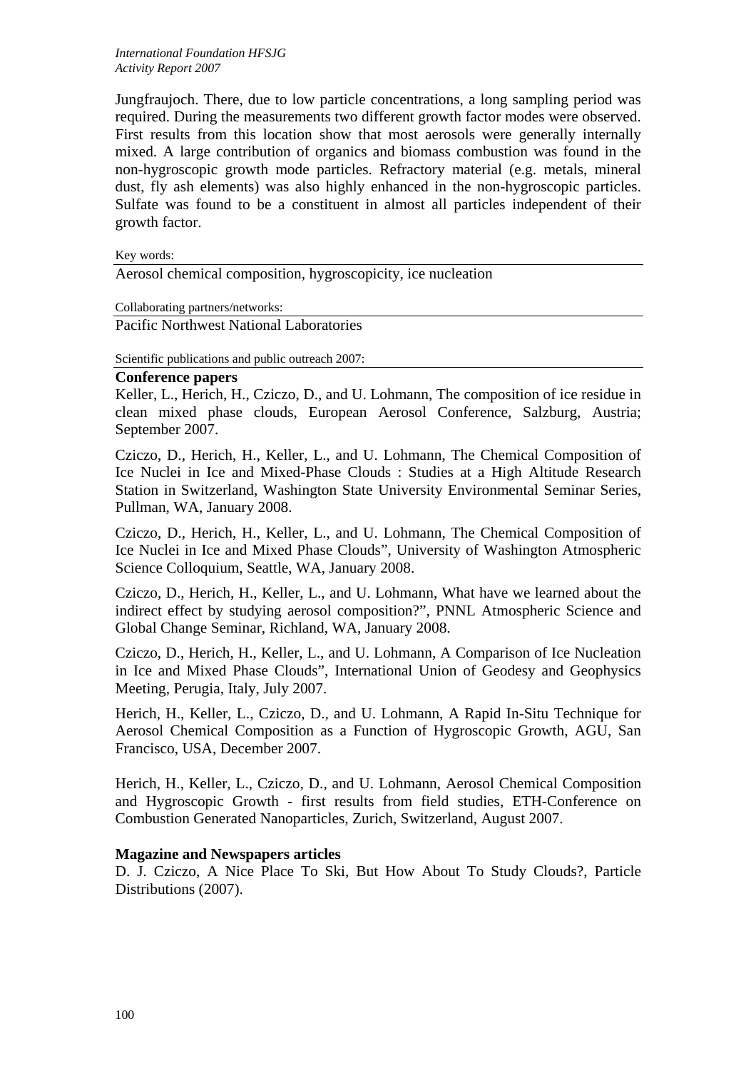Jungfraujoch. There, due to low particle concentrations, a long sampling period was required. During the measurements two different growth factor modes were observed. First results from this location show that most aerosols were generally internally mixed. A large contribution of organics and biomass combustion was found in the non-hygroscopic growth mode particles. Refractory material (e.g. metals, mineral dust, fly ash elements) was also highly enhanced in the non-hygroscopic particles. Sulfate was found to be a constituent in almost all particles independent of their growth factor.

Key words:

Aerosol chemical composition, hygroscopicity, ice nucleation

Collaborating partners/networks:

Pacific Northwest National Laboratories

Scientific publications and public outreach 2007:

**Conference papers**

Keller, L., Herich, H., Cziczo, D., and U. Lohmann, The composition of ice residue in clean mixed phase clouds, European Aerosol Conference, Salzburg, Austria; September 2007.

Cziczo, D., Herich, H., Keller, L., and U. Lohmann, The Chemical Composition of Ice Nuclei in Ice and Mixed-Phase Clouds : Studies at a High Altitude Research Station in Switzerland, Washington State University Environmental Seminar Series, Pullman, WA, January 2008.

Cziczo, D., Herich, H., Keller, L., and U. Lohmann, The Chemical Composition of Ice Nuclei in Ice and Mixed Phase Clouds", University of Washington Atmospheric Science Colloquium, Seattle, WA, January 2008.

Cziczo, D., Herich, H., Keller, L., and U. Lohmann, What have we learned about the indirect effect by studying aerosol composition?", PNNL Atmospheric Science and Global Change Seminar, Richland, WA, January 2008.

Cziczo, D., Herich, H., Keller, L., and U. Lohmann, A Comparison of Ice Nucleation in Ice and Mixed Phase Clouds", International Union of Geodesy and Geophysics Meeting, Perugia, Italy, July 2007.

Herich, H., Keller, L., Cziczo, D., and U. Lohmann, A Rapid In-Situ Technique for Aerosol Chemical Composition as a Function of Hygroscopic Growth, AGU, San Francisco, USA, December 2007.

Herich, H., Keller, L., Cziczo, D., and U. Lohmann, Aerosol Chemical Composition and Hygroscopic Growth - first results from field studies, ETH-Conference on Combustion Generated Nanoparticles, Zurich, Switzerland, August 2007.

**Magazine and Newspapers articles**

D. J. Cziczo, A Nice Place To Ski, But How About To Study Clouds?, Particle Distributions (2007).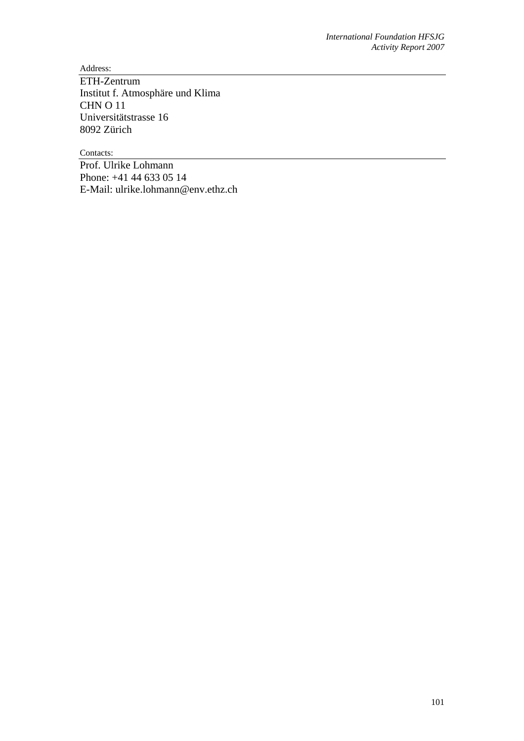Address:

ETH-Zentrum
Institut f. Atmosphäre und Klima
CHN O 11
Universitätstrasse 16
8092 Zürich

Contacts:

Prof. Ulrike Lohmann
Phone: +41 44 633 05 14
E-Mail: ulrike.lohmann@env.ethz.ch